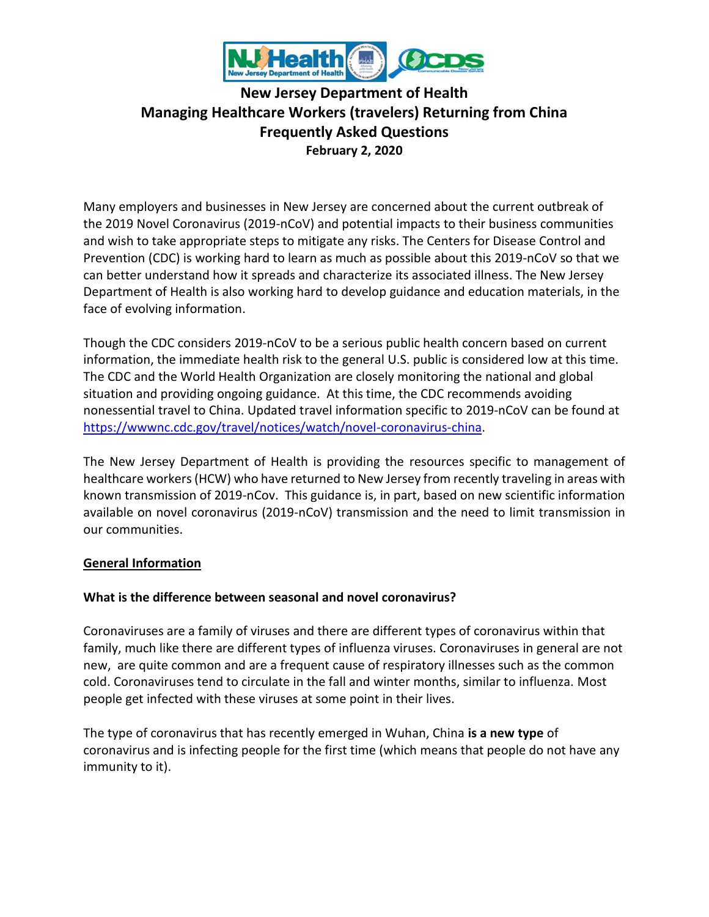# New Jersey Department of Health
# Managing Healthcare Workers (travelers) Returning from China
# Frequently Asked Questions

**February 2, 2020**

Many employers and businesses in New Jersey are concerned about the current outbreak of the 2019 Novel Coronavirus (2019-nCoV) and potential impacts to their business communities and wish to take appropriate steps to mitigate any risks. The Centers for Disease Control and Prevention (CDC) is working hard to learn as much as possible about this 2019-nCoV so that we can better understand how it spreads and characterize its associated illness. The New Jersey Department of Health is also working hard to develop guidance and education materials, in the face of evolving information.

Though the CDC considers 2019-nCoV to be a serious public health concern based on current information, the immediate health risk to the general U.S. public is considered low at this time. The CDC and the World Health Organization are closely monitoring the national and global situation and providing ongoing guidance. At this time, the CDC recommends avoiding nonessential travel to China. Updated travel information specific to 2019-nCoV can be found at https://wwwnc.cdc.gov/travel/notices/watch/novel-coronavirus-china.

The New Jersey Department of Health is providing the resources specific to management of healthcare workers (HCW) who have returned to New Jersey from recently traveling in areas with known transmission of 2019-nCov. This guidance is, in part, based on new scientific information available on novel coronavirus (2019-nCoV) transmission and the need to limit transmission in our communities.

## General Information

### What is the difference between seasonal and novel coronavirus?

Coronaviruses are a family of viruses and there are different types of coronavirus within that family, much like there are different types of influenza viruses. Coronaviruses in general are not new, are quite common and are a frequent cause of respiratory illnesses such as the common cold. Coronaviruses tend to circulate in the fall and winter months, similar to influenza. Most people get infected with these viruses at some point in their lives.

The type of coronavirus that has recently emerged in Wuhan, China **is a new type** of coronavirus and is infecting people for the first time (which means that people do not have any immunity to it).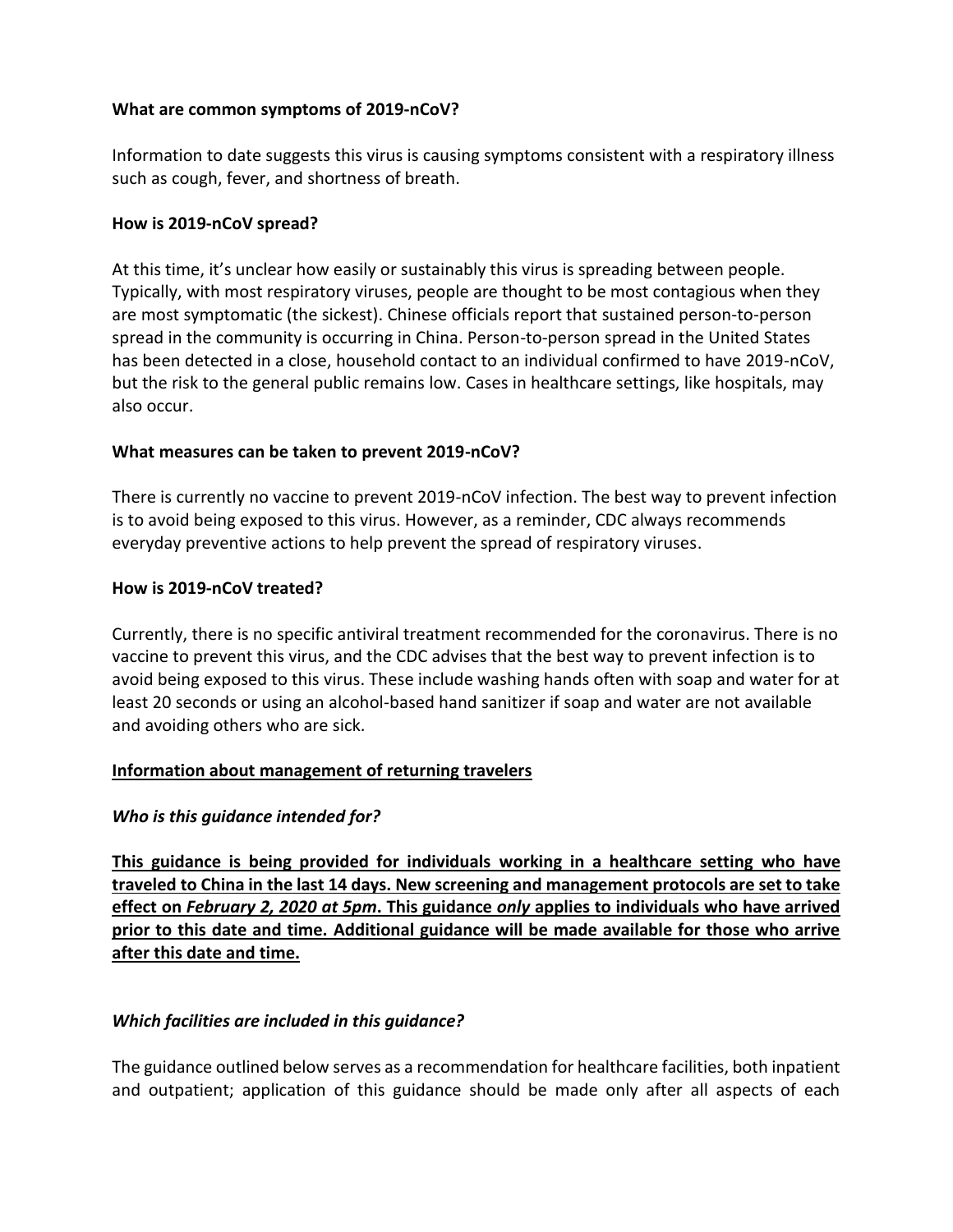**What are common symptoms of 2019-nCoV?**

Information to date suggests this virus is causing symptoms consistent with a respiratory illness such as cough, fever, and shortness of breath.

**How is 2019-nCoV spread?**

At this time, it's unclear how easily or sustainably this virus is spreading between people. Typically, with most respiratory viruses, people are thought to be most contagious when they are most symptomatic (the sickest). Chinese officials report that sustained person-to-person spread in the community is occurring in China. Person-to-person spread in the United States has been detected in a close, household contact to an individual confirmed to have 2019-nCoV, but the risk to the general public remains low. Cases in healthcare settings, like hospitals, may also occur.

**What measures can be taken to prevent 2019-nCoV?**

There is currently no vaccine to prevent 2019-nCoV infection. The best way to prevent infection is to avoid being exposed to this virus. However, as a reminder, CDC always recommends everyday preventive actions to help prevent the spread of respiratory viruses.

**How is 2019-nCoV treated?**

Currently, there is no specific antiviral treatment recommended for the coronavirus. There is no vaccine to prevent this virus, and the CDC advises that the best way to prevent infection is to avoid being exposed to this virus. These include washing hands often with soap and water for at least 20 seconds or using an alcohol-based hand sanitizer if soap and water are not available and avoiding others who are sick.

**Information about management of returning travelers**

***Who is this guidance intended for?***

**This guidance is being provided for individuals working in a healthcare setting who have traveled to China in the last 14 days. New screening and management protocols are set to take effect on *February 2, 2020 at 5pm*. This guidance *only* applies to individuals who have arrived prior to this date and time. Additional guidance will be made available for those who arrive after this date and time.**

***Which facilities are included in this guidance?***

The guidance outlined below serves as a recommendation for healthcare facilities, both inpatient and outpatient; application of this guidance should be made only after all aspects of each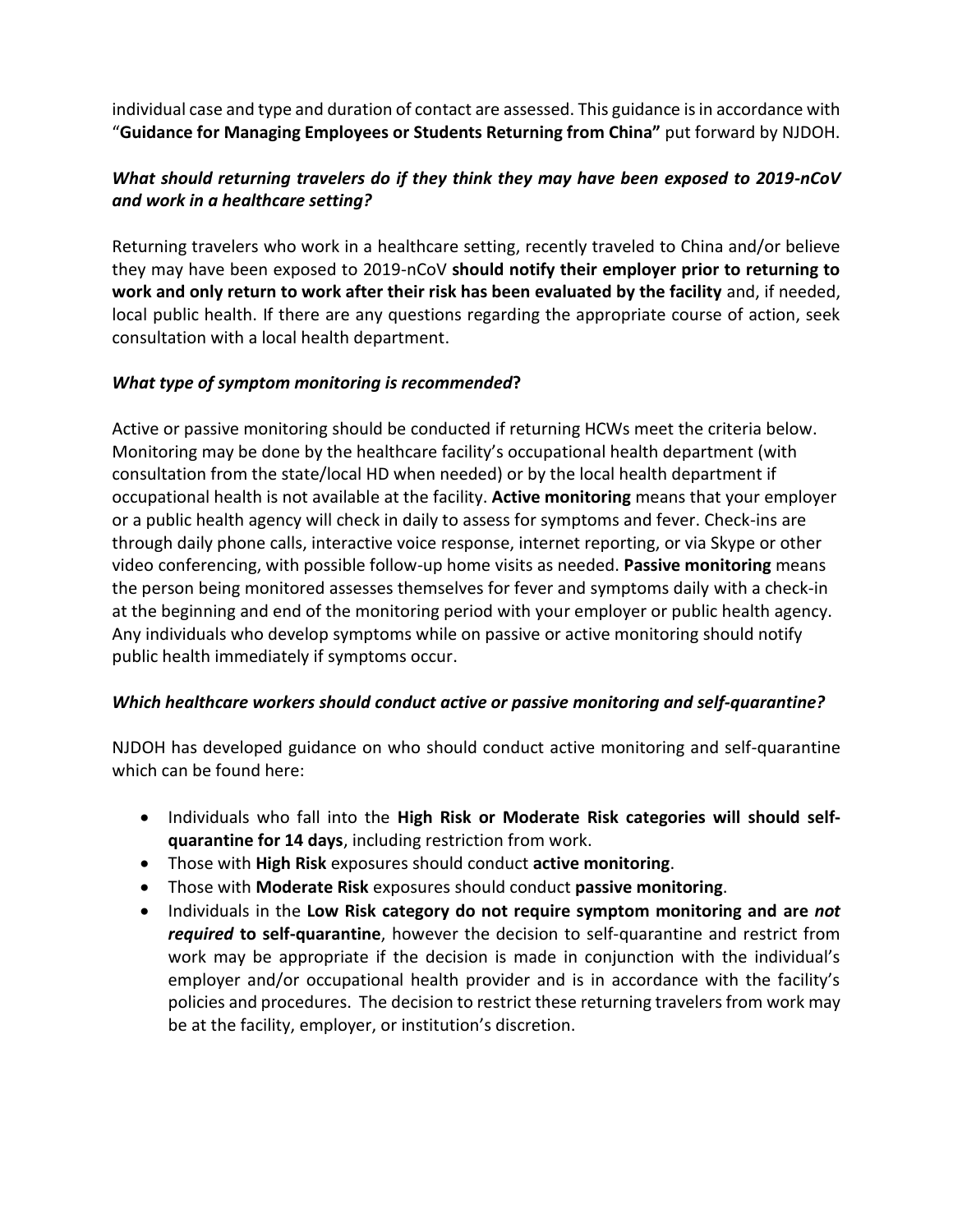individual case and type and duration of contact are assessed. This guidance is in accordance with "**Guidance for Managing Employees or Students Returning from China"** put forward by NJDOH.

***What should returning travelers do if they think they may have been exposed to 2019-nCoV and work in a healthcare setting?***

Returning travelers who work in a healthcare setting, recently traveled to China and/or believe they may have been exposed to 2019-nCoV **should notify their employer prior to returning to work and only return to work after their risk has been evaluated by the facility** and, if needed, local public health. If there are any questions regarding the appropriate course of action, seek consultation with a local health department.

***What type of symptom monitoring is recommended*?**

Active or passive monitoring should be conducted if returning HCWs meet the criteria below. Monitoring may be done by the healthcare facility's occupational health department (with consultation from the state/local HD when needed) or by the local health department if occupational health is not available at the facility. **Active monitoring** means that your employer or a public health agency will check in daily to assess for symptoms and fever. Check-ins are through daily phone calls, interactive voice response, internet reporting, or via Skype or other video conferencing, with possible follow-up home visits as needed. **Passive monitoring** means the person being monitored assesses themselves for fever and symptoms daily with a check-in at the beginning and end of the monitoring period with your employer or public health agency. Any individuals who develop symptoms while on passive or active monitoring should notify public health immediately if symptoms occur.

***Which healthcare workers should conduct active or passive monitoring and self-quarantine?***

NJDOH has developed guidance on who should conduct active monitoring and self-quarantine which can be found here:

- Individuals who fall into the **High Risk or Moderate Risk categories will should self-quarantine for 14 days**, including restriction from work.
- Those with **High Risk** exposures should conduct **active monitoring**.
- Those with **Moderate Risk** exposures should conduct **passive monitoring**.
- Individuals in the **Low Risk category do not require symptom monitoring and are *not required* to self-quarantine**, however the decision to self-quarantine and restrict from work may be appropriate if the decision is made in conjunction with the individual's employer and/or occupational health provider and is in accordance with the facility's policies and procedures. The decision to restrict these returning travelers from work may be at the facility, employer, or institution's discretion.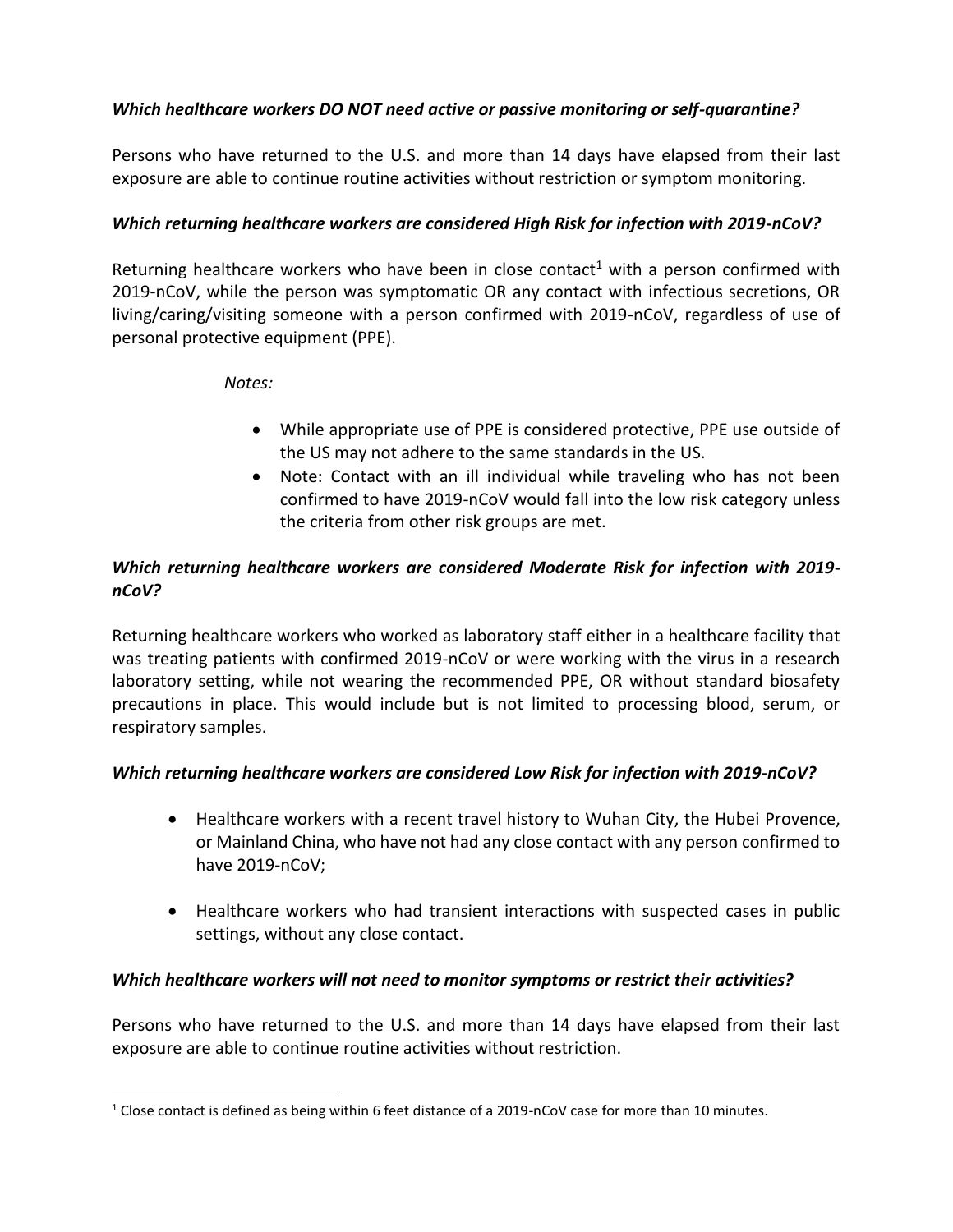***Which healthcare workers DO NOT need active or passive monitoring or self-quarantine?***

Persons who have returned to the U.S. and more than 14 days have elapsed from their last exposure are able to continue routine activities without restriction or symptom monitoring.

***Which returning healthcare workers are considered High Risk for infection with 2019-nCoV?***

Returning healthcare workers who have been in close contact[1] with a person confirmed with 2019-nCoV, while the person was symptomatic OR any contact with infectious secretions, OR living/caring/visiting someone with a person confirmed with 2019-nCoV, regardless of use of personal protective equipment (PPE).

*Notes:*

- While appropriate use of PPE is considered protective, PPE use outside of the US may not adhere to the same standards in the US.
- Note: Contact with an ill individual while traveling who has not been confirmed to have 2019-nCoV would fall into the low risk category unless the criteria from other risk groups are met.

***Which returning healthcare workers are considered Moderate Risk for infection with 2019-nCoV?***

Returning healthcare workers who worked as laboratory staff either in a healthcare facility that was treating patients with confirmed 2019-nCoV or were working with the virus in a research laboratory setting, while not wearing the recommended PPE, OR without standard biosafety precautions in place. This would include but is not limited to processing blood, serum, or respiratory samples.

***Which returning healthcare workers are considered Low Risk for infection with 2019-nCoV?***

- Healthcare workers with a recent travel history to Wuhan City, the Hubei Provence, or Mainland China, who have not had any close contact with any person confirmed to have 2019-nCoV;
- Healthcare workers who had transient interactions with suspected cases in public settings, without any close contact.

***Which healthcare workers will not need to monitor symptoms or restrict their activities?***

Persons who have returned to the U.S. and more than 14 days have elapsed from their last exposure are able to continue routine activities without restriction.

---

[1] Close contact is defined as being within 6 feet distance of a 2019-nCoV case for more than 10 minutes.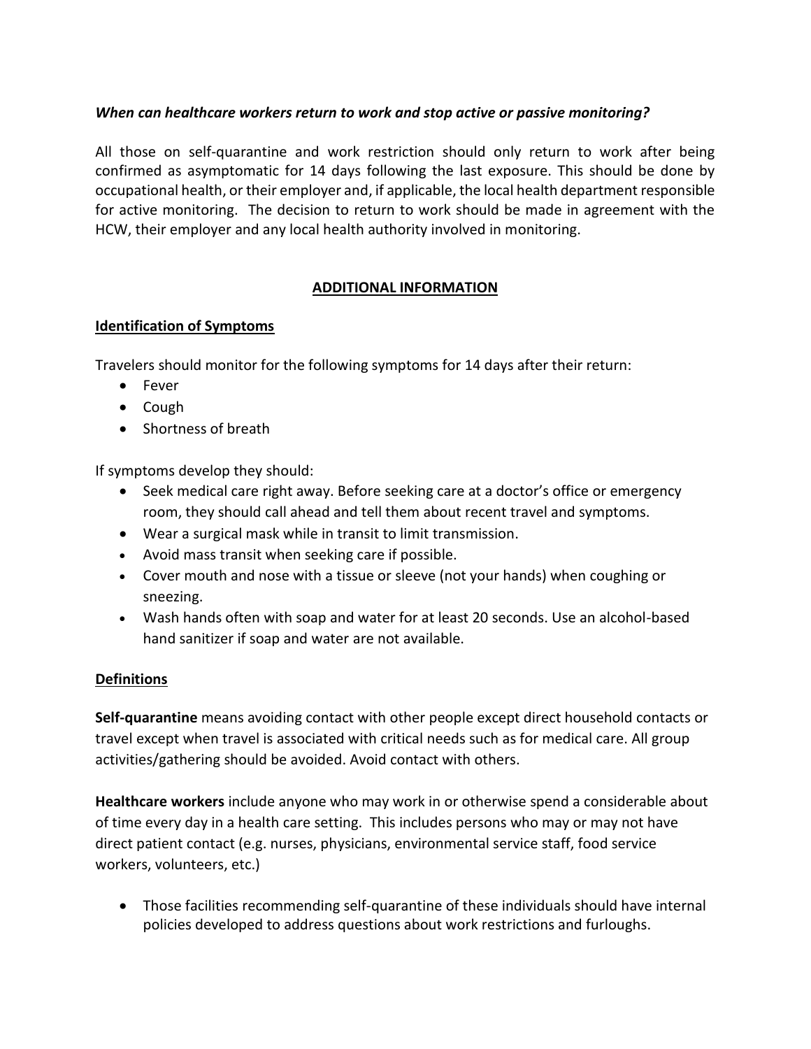***When can healthcare workers return to work and stop active or passive monitoring?***

All those on self-quarantine and work restriction should only return to work after being confirmed as asymptomatic for 14 days following the last exposure. This should be done by occupational health, or their employer and, if applicable, the local health department responsible for active monitoring. The decision to return to work should be made in agreement with the HCW, their employer and any local health authority involved in monitoring.

## ADDITIONAL INFORMATION

### Identification of Symptoms

Travelers should monitor for the following symptoms for 14 days after their return:

- Fever
- Cough
- Shortness of breath

If symptoms develop they should:

- Seek medical care right away. Before seeking care at a doctor's office or emergency room, they should call ahead and tell them about recent travel and symptoms.
- Wear a surgical mask while in transit to limit transmission.
- Avoid mass transit when seeking care if possible.
- Cover mouth and nose with a tissue or sleeve (not your hands) when coughing or sneezing.
- Wash hands often with soap and water for at least 20 seconds. Use an alcohol-based hand sanitizer if soap and water are not available.

### Definitions

**Self-quarantine** means avoiding contact with other people except direct household contacts or travel except when travel is associated with critical needs such as for medical care. All group activities/gathering should be avoided. Avoid contact with others.

**Healthcare workers** include anyone who may work in or otherwise spend a considerable about of time every day in a health care setting. This includes persons who may or may not have direct patient contact (e.g. nurses, physicians, environmental service staff, food service workers, volunteers, etc.)

- Those facilities recommending self-quarantine of these individuals should have internal policies developed to address questions about work restrictions and furloughs.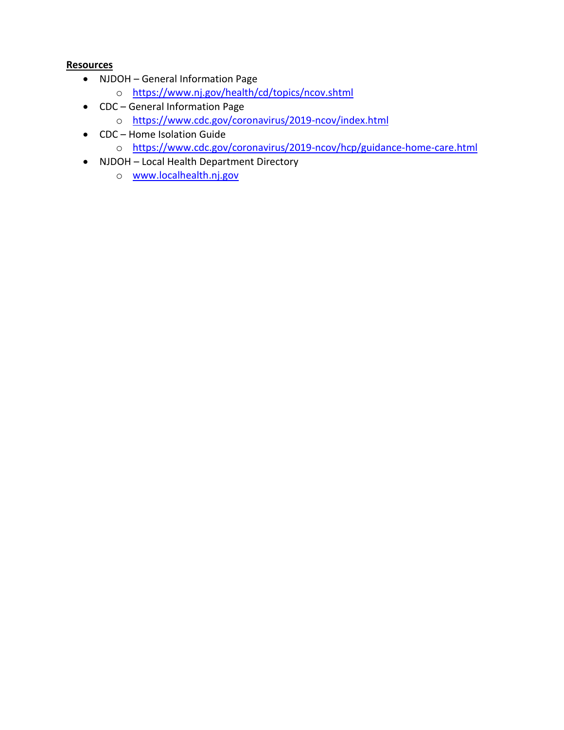**<u>Resources</u>**

- NJDOH – General Information Page
  - https://www.nj.gov/health/cd/topics/ncov.shtml
- CDC – General Information Page
  - https://www.cdc.gov/coronavirus/2019-ncov/index.html
- CDC – Home Isolation Guide
  - https://www.cdc.gov/coronavirus/2019-ncov/hcp/guidance-home-care.html
- NJDOH – Local Health Department Directory
  - www.localhealth.nj.gov